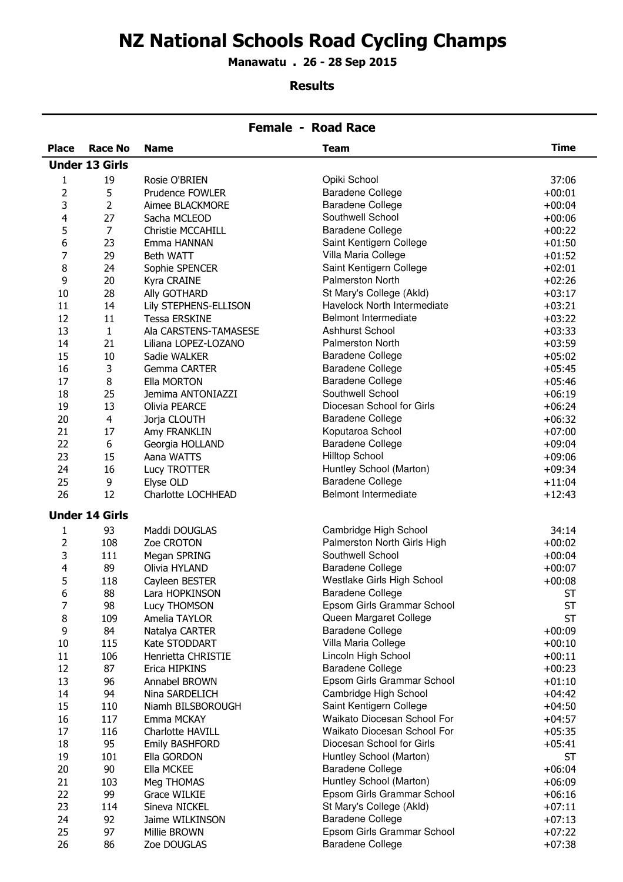# NZ National Schools Road Cycling Champs

**Manawatu . 26 - 28 Sep 2015**

**Results**

## Female - Road Race

| Place | Race No | Name | Team | Time |
|---|---|---|---|---|
| **Under 13 Girls** | | | | |
| 1 | 19 | Rosie O'BRIEN | Opiki School | 37:06 |
| 2 | 5 | Prudence FOWLER | Baradene College | +00:01 |
| 3 | 2 | Aimee BLACKMORE | Baradene College | +00:04 |
| 4 | 27 | Sacha MCLEOD | Southwell School | +00:06 |
| 5 | 7 | Christie MCCAHILL | Baradene College | +00:22 |
| 6 | 23 | Emma HANNAN | Saint Kentigern College | +01:50 |
| 7 | 29 | Beth WATT | Villa Maria College | +01:52 |
| 8 | 24 | Sophie SPENCER | Saint Kentigern College | +02:01 |
| 9 | 20 | Kyra CRAINE | Palmerston North | +02:26 |
| 10 | 28 | Ally GOTHARD | St Mary's College (Akld) | +03:17 |
| 11 | 14 | Lily STEPHENS-ELLISON | Havelock North Intermediate | +03:21 |
| 12 | 11 | Tessa ERSKINE | Belmont Intermediate | +03:22 |
| 13 | 1 | Ala CARSTENS-TAMASESE | Ashhurst School | +03:33 |
| 14 | 21 | Liliana LOPEZ-LOZANO | Palmerston North | +03:59 |
| 15 | 10 | Sadie WALKER | Baradene College | +05:02 |
| 16 | 3 | Gemma CARTER | Baradene College | +05:45 |
| 17 | 8 | Ella MORTON | Baradene College | +05:46 |
| 18 | 25 | Jemima ANTONIAZZI | Southwell School | +06:19 |
| 19 | 13 | Olivia PEARCE | Diocesan School for Girls | +06:24 |
| 20 | 4 | Jorja CLOUTH | Baradene College | +06:32 |
| 21 | 17 | Amy FRANKLIN | Koputaroa School | +07:00 |
| 22 | 6 | Georgia HOLLAND | Baradene College | +09:04 |
| 23 | 15 | Aana WATTS | Hilltop School | +09:06 |
| 24 | 16 | Lucy TROTTER | Huntley School (Marton) | +09:34 |
| 25 | 9 | Elyse OLD | Baradene College | +11:04 |
| 26 | 12 | Charlotte LOCHHEAD | Belmont Intermediate | +12:43 |
| **Under 14 Girls** | | | | |
| 1 | 93 | Maddi DOUGLAS | Cambridge High School | 34:14 |
| 2 | 108 | Zoe CROTON | Palmerston North Girls High | +00:02 |
| 3 | 111 | Megan SPRING | Southwell School | +00:04 |
| 4 | 89 | Olivia HYLAND | Baradene College | +00:07 |
| 5 | 118 | Cayleen BESTER | Westlake Girls High School | +00:08 |
| 6 | 88 | Lara HOPKINSON | Baradene College | ST |
| 7 | 98 | Lucy THOMSON | Epsom Girls Grammar School | ST |
| 8 | 109 | Amelia TAYLOR | Queen Margaret College | ST |
| 9 | 84 | Natalya CARTER | Baradene College | +00:09 |
| 10 | 115 | Kate STODDART | Villa Maria College | +00:10 |
| 11 | 106 | Henrietta CHRISTIE | Lincoln High School | +00:11 |
| 12 | 87 | Erica HIPKINS | Baradene College | +00:23 |
| 13 | 96 | Annabel BROWN | Epsom Girls Grammar School | +01:10 |
| 14 | 94 | Nina SARDELICH | Cambridge High School | +04:42 |
| 15 | 110 | Niamh BILSBOROUGH | Saint Kentigern College | +04:50 |
| 16 | 117 | Emma MCKAY | Waikato Diocesan School For | +04:57 |
| 17 | 116 | Charlotte HAVILL | Waikato Diocesan School For | +05:35 |
| 18 | 95 | Emily BASHFORD | Diocesan School for Girls | +05:41 |
| 19 | 101 | Ella GORDON | Huntley School (Marton) | ST |
| 20 | 90 | Ella MCKEE | Baradene College | +06:04 |
| 21 | 103 | Meg THOMAS | Huntley School (Marton) | +06:09 |
| 22 | 99 | Grace WILKIE | Epsom Girls Grammar School | +06:16 |
| 23 | 114 | Sineva NICKEL | St Mary's College (Akld) | +07:11 |
| 24 | 92 | Jaime WILKINSON | Baradene College | +07:13 |
| 25 | 97 | Millie BROWN | Epsom Girls Grammar School | +07:22 |
| 26 | 86 | Zoe DOUGLAS | Baradene College | +07:38 |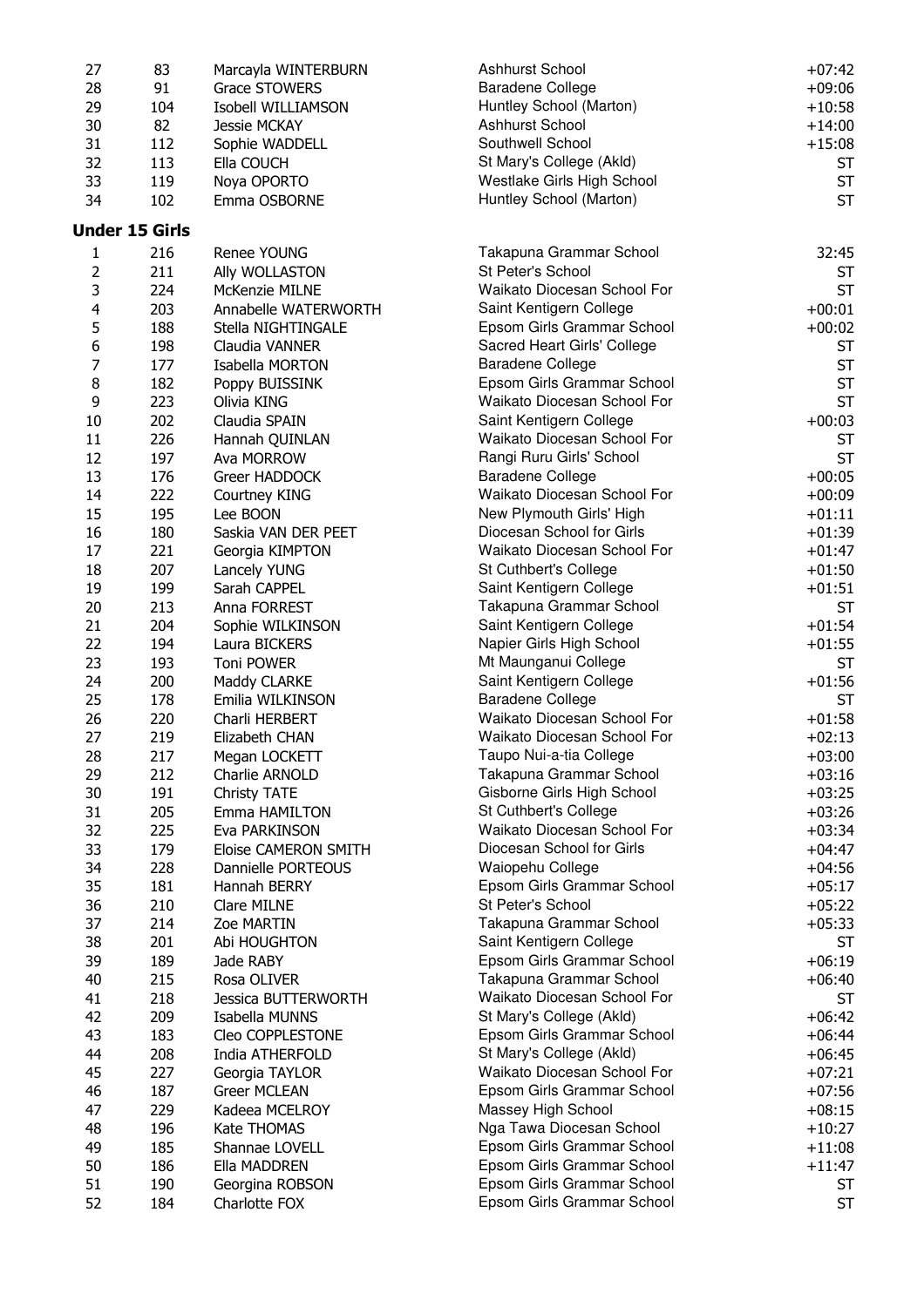| | | | | |
|---|---|---|---|---|
| 27 | 83 | Marcayla WINTERBURN | Ashhurst School | +07:42 |
| 28 | 91 | Grace STOWERS | Baradene College | +09:06 |
| 29 | 104 | Isobell WILLIAMSON | Huntley School (Marton) | +10:58 |
| 30 | 82 | Jessie MCKAY | Ashhurst School | +14:00 |
| 31 | 112 | Sophie WADDELL | Southwell School | +15:08 |
| 32 | 113 | Ella COUCH | St Mary's College (Akld) | ST |
| 33 | 119 | Noya OPORTO | Westlake Girls High School | ST |
| 34 | 102 | Emma OSBORNE | Huntley School (Marton) | ST |

**Under 15 Girls**

| | | | | |
|---|---|---|---|---|
| 1 | 216 | Renee YOUNG | Takapuna Grammar School | 32:45 |
| 2 | 211 | Ally WOLLASTON | St Peter's School | ST |
| 3 | 224 | McKenzie MILNE | Waikato Diocesan School For | ST |
| 4 | 203 | Annabelle WATERWORTH | Saint Kentigern College | +00:01 |
| 5 | 188 | Stella NIGHTINGALE | Epsom Girls Grammar School | +00:02 |
| 6 | 198 | Claudia VANNER | Sacred Heart Girls' College | ST |
| 7 | 177 | Isabella MORTON | Baradene College | ST |
| 8 | 182 | Poppy BUISSINK | Epsom Girls Grammar School | ST |
| 9 | 223 | Olivia KING | Waikato Diocesan School For | ST |
| 10 | 202 | Claudia SPAIN | Saint Kentigern College | +00:03 |
| 11 | 226 | Hannah QUINLAN | Waikato Diocesan School For | ST |
| 12 | 197 | Ava MORROW | Rangi Ruru Girls' School | ST |
| 13 | 176 | Greer HADDOCK | Baradene College | +00:05 |
| 14 | 222 | Courtney KING | Waikato Diocesan School For | +00:09 |
| 15 | 195 | Lee BOON | New Plymouth Girls' High | +01:11 |
| 16 | 180 | Saskia VAN DER PEET | Diocesan School for Girls | +01:39 |
| 17 | 221 | Georgia KIMPTON | Waikato Diocesan School For | +01:47 |
| 18 | 207 | Lancely YUNG | St Cuthbert's College | +01:50 |
| 19 | 199 | Sarah CAPPEL | Saint Kentigern College | +01:51 |
| 20 | 213 | Anna FORREST | Takapuna Grammar School | ST |
| 21 | 204 | Sophie WILKINSON | Saint Kentigern College | +01:54 |
| 22 | 194 | Laura BICKERS | Napier Girls High School | +01:55 |
| 23 | 193 | Toni POWER | Mt Maunganui College | ST |
| 24 | 200 | Maddy CLARKE | Saint Kentigern College | +01:56 |
| 25 | 178 | Emilia WILKINSON | Baradene College | ST |
| 26 | 220 | Charli HERBERT | Waikato Diocesan School For | +01:58 |
| 27 | 219 | Elizabeth CHAN | Waikato Diocesan School For | +02:13 |
| 28 | 217 | Megan LOCKETT | Taupo Nui-a-tia College | +03:00 |
| 29 | 212 | Charlie ARNOLD | Takapuna Grammar School | +03:16 |
| 30 | 191 | Christy TATE | Gisborne Girls High School | +03:25 |
| 31 | 205 | Emma HAMILTON | St Cuthbert's College | +03:26 |
| 32 | 225 | Eva PARKINSON | Waikato Diocesan School For | +03:34 |
| 33 | 179 | Eloise CAMERON SMITH | Diocesan School for Girls | +04:47 |
| 34 | 228 | Dannielle PORTEOUS | Waiopehu College | +04:56 |
| 35 | 181 | Hannah BERRY | Epsom Girls Grammar School | +05:17 |
| 36 | 210 | Clare MILNE | St Peter's School | +05:22 |
| 37 | 214 | Zoe MARTIN | Takapuna Grammar School | +05:33 |
| 38 | 201 | Abi HOUGHTON | Saint Kentigern College | ST |
| 39 | 189 | Jade RABY | Epsom Girls Grammar School | +06:19 |
| 40 | 215 | Rosa OLIVER | Takapuna Grammar School | +06:40 |
| 41 | 218 | Jessica BUTTERWORTH | Waikato Diocesan School For | ST |
| 42 | 209 | Isabella MUNNS | St Mary's College (Akld) | +06:42 |
| 43 | 183 | Cleo COPPLESTONE | Epsom Girls Grammar School | +06:44 |
| 44 | 208 | India ATHERFOLD | St Mary's College (Akld) | +06:45 |
| 45 | 227 | Georgia TAYLOR | Waikato Diocesan School For | +07:21 |
| 46 | 187 | Greer MCLEAN | Epsom Girls Grammar School | +07:56 |
| 47 | 229 | Kadeea MCELROY | Massey High School | +08:15 |
| 48 | 196 | Kate THOMAS | Nga Tawa Diocesan School | +10:27 |
| 49 | 185 | Shannae LOVELL | Epsom Girls Grammar School | +11:08 |
| 50 | 186 | Ella MADDREN | Epsom Girls Grammar School | +11:47 |
| 51 | 190 | Georgina ROBSON | Epsom Girls Grammar School | ST |
| 52 | 184 | Charlotte FOX | Epsom Girls Grammar School | ST |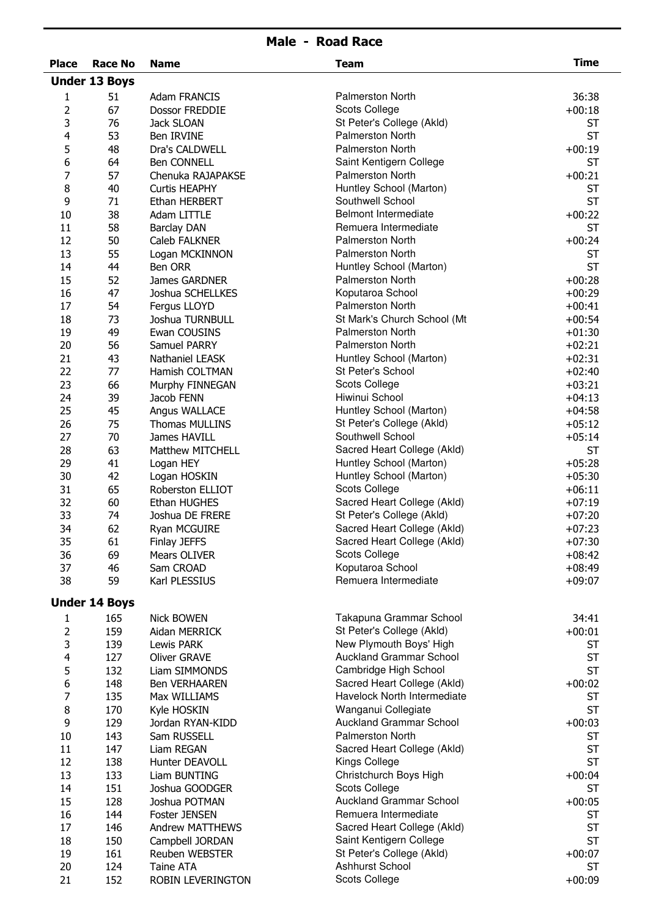## Male - Road Race

| Place | Race No | Name | Team | Time |
|---|---|---|---|---|
| **Under 13 Boys** | | | | |
| 1 | 51 | Adam FRANCIS | Palmerston North | 36:38 |
| 2 | 67 | Dossor FREDDIE | Scots College | +00:18 |
| 3 | 76 | Jack SLOAN | St Peter's College (Akld) | ST |
| 4 | 53 | Ben IRVINE | Palmerston North | ST |
| 5 | 48 | Dra's CALDWELL | Palmerston North | +00:19 |
| 6 | 64 | Ben CONNELL | Saint Kentigern College | ST |
| 7 | 57 | Chenuka RAJAPAKSE | Palmerston North | +00:21 |
| 8 | 40 | Curtis HEAPHY | Huntley School (Marton) | ST |
| 9 | 71 | Ethan HERBERT | Southwell School | ST |
| 10 | 38 | Adam LITTLE | Belmont Intermediate | +00:22 |
| 11 | 58 | Barclay DAN | Remuera Intermediate | ST |
| 12 | 50 | Caleb FALKNER | Palmerston North | +00:24 |
| 13 | 55 | Logan MCKINNON | Palmerston North | ST |
| 14 | 44 | Ben ORR | Huntley School (Marton) | ST |
| 15 | 52 | James GARDNER | Palmerston North | +00:28 |
| 16 | 47 | Joshua SCHELLKES | Koputaroa School | +00:29 |
| 17 | 54 | Fergus LLOYD | Palmerston North | +00:41 |
| 18 | 73 | Joshua TURNBULL | St Mark's Church School (Mt | +00:54 |
| 19 | 49 | Ewan COUSINS | Palmerston North | +01:30 |
| 20 | 56 | Samuel PARRY | Palmerston North | +02:21 |
| 21 | 43 | Nathaniel LEASK | Huntley School (Marton) | +02:31 |
| 22 | 77 | Hamish COLTMAN | St Peter's School | +02:40 |
| 23 | 66 | Murphy FINNEGAN | Scots College | +03:21 |
| 24 | 39 | Jacob FENN | Hiwinui School | +04:13 |
| 25 | 45 | Angus WALLACE | Huntley School (Marton) | +04:58 |
| 26 | 75 | Thomas MULLINS | St Peter's College (Akld) | +05:12 |
| 27 | 70 | James HAVILL | Southwell School | +05:14 |
| 28 | 63 | Matthew MITCHELL | Sacred Heart College (Akld) | ST |
| 29 | 41 | Logan HEY | Huntley School (Marton) | +05:28 |
| 30 | 42 | Logan HOSKIN | Huntley School (Marton) | +05:30 |
| 31 | 65 | Roberston ELLIOT | Scots College | +06:11 |
| 32 | 60 | Ethan HUGHES | Sacred Heart College (Akld) | +07:19 |
| 33 | 74 | Joshua DE FRERE | St Peter's College (Akld) | +07:20 |
| 34 | 62 | Ryan MCGUIRE | Sacred Heart College (Akld) | +07:23 |
| 35 | 61 | Finlay JEFFS | Sacred Heart College (Akld) | +07:30 |
| 36 | 69 | Mears OLIVER | Scots College | +08:42 |
| 37 | 46 | Sam CROAD | Koputaroa School | +08:49 |
| 38 | 59 | Karl PLESSIUS | Remuera Intermediate | +09:07 |
| **Under 14 Boys** | | | | |
| 1 | 165 | Nick BOWEN | Takapuna Grammar School | 34:41 |
| 2 | 159 | Aidan MERRICK | St Peter's College (Akld) | +00:01 |
| 3 | 139 | Lewis PARK | New Plymouth Boys' High | ST |
| 4 | 127 | Oliver GRAVE | Auckland Grammar School | ST |
| 5 | 132 | Liam SIMMONDS | Cambridge High School | ST |
| 6 | 148 | Ben VERHAAREN | Sacred Heart College (Akld) | +00:02 |
| 7 | 135 | Max WILLIAMS | Havelock North Intermediate | ST |
| 8 | 170 | Kyle HOSKIN | Wanganui Collegiate | ST |
| 9 | 129 | Jordan RYAN-KIDD | Auckland Grammar School | +00:03 |
| 10 | 143 | Sam RUSSELL | Palmerston North | ST |
| 11 | 147 | Liam REGAN | Sacred Heart College (Akld) | ST |
| 12 | 138 | Hunter DEAVOLL | Kings College | ST |
| 13 | 133 | Liam BUNTING | Christchurch Boys High | +00:04 |
| 14 | 151 | Joshua GOODGER | Scots College | ST |
| 15 | 128 | Joshua POTMAN | Auckland Grammar School | +00:05 |
| 16 | 144 | Foster JENSEN | Remuera Intermediate | ST |
| 17 | 146 | Andrew MATTHEWS | Sacred Heart College (Akld) | ST |
| 18 | 150 | Campbell JORDAN | Saint Kentigern College | ST |
| 19 | 161 | Reuben WEBSTER | St Peter's College (Akld) | +00:07 |
| 20 | 124 | Taine ATA | Ashhurst School | ST |
| 21 | 152 | ROBIN LEVERINGTON | Scots College | +00:09 |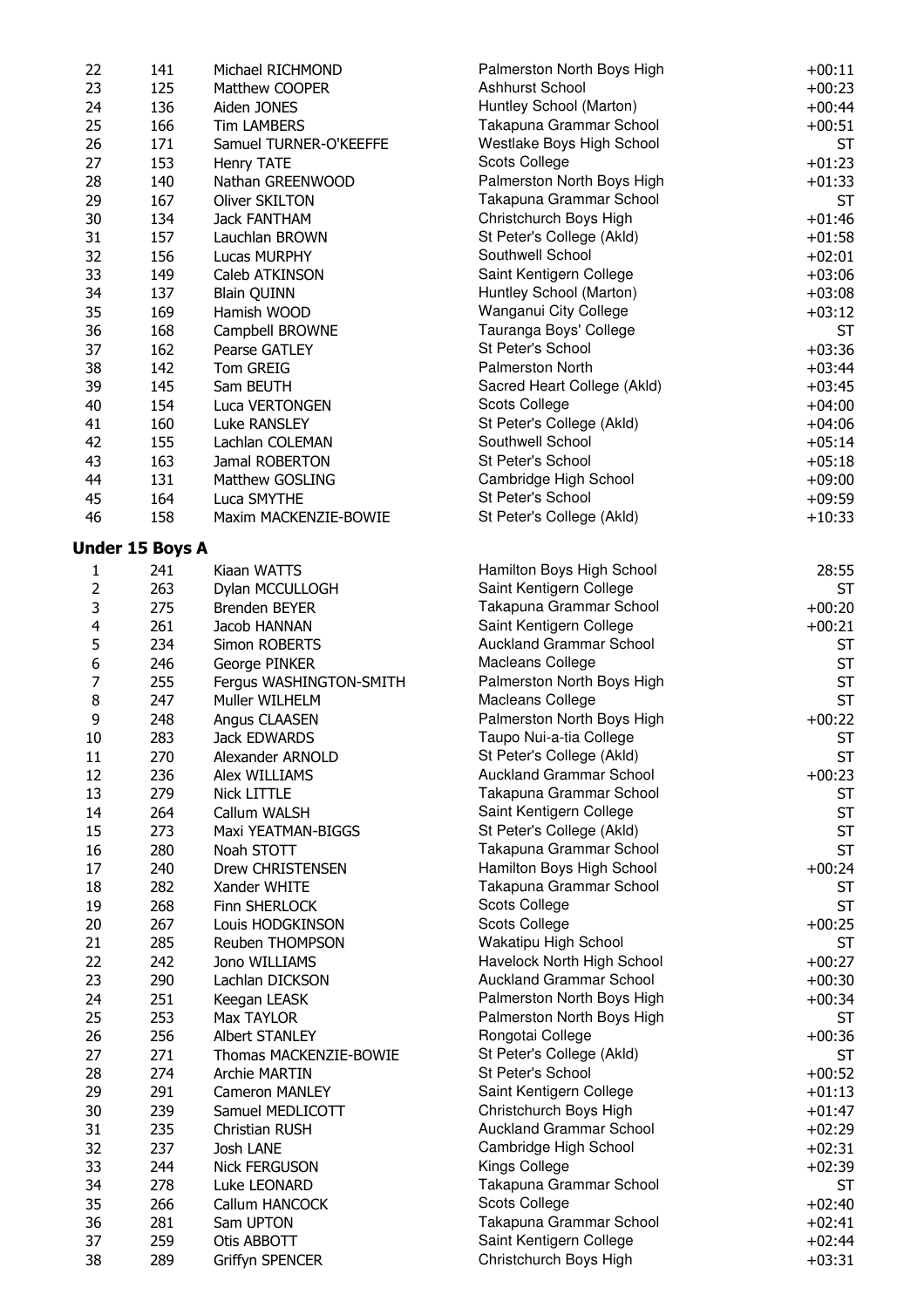| | | | | |
|---|---|---|---|---|
| 22 | 141 | Michael RICHMOND | Palmerston North Boys High | +00:11 |
| 23 | 125 | Matthew COOPER | Ashhurst School | +00:23 |
| 24 | 136 | Aiden JONES | Huntley School (Marton) | +00:44 |
| 25 | 166 | Tim LAMBERS | Takapuna Grammar School | +00:51 |
| 26 | 171 | Samuel TURNER-O'KEEFFE | Westlake Boys High School | ST |
| 27 | 153 | Henry TATE | Scots College | +01:23 |
| 28 | 140 | Nathan GREENWOOD | Palmerston North Boys High | +01:33 |
| 29 | 167 | Oliver SKILTON | Takapuna Grammar School | ST |
| 30 | 134 | Jack FANTHAM | Christchurch Boys High | +01:46 |
| 31 | 157 | Lauchlan BROWN | St Peter's College (Akld) | +01:58 |
| 32 | 156 | Lucas MURPHY | Southwell School | +02:01 |
| 33 | 149 | Caleb ATKINSON | Saint Kentigern College | +03:06 |
| 34 | 137 | Blain QUINN | Huntley School (Marton) | +03:08 |
| 35 | 169 | Hamish WOOD | Wanganui City College | +03:12 |
| 36 | 168 | Campbell BROWNE | Tauranga Boys' College | ST |
| 37 | 162 | Pearse GATLEY | St Peter's School | +03:36 |
| 38 | 142 | Tom GREIG | Palmerston North | +03:44 |
| 39 | 145 | Sam BEUTH | Sacred Heart College (Akld) | +03:45 |
| 40 | 154 | Luca VERTONGEN | Scots College | +04:00 |
| 41 | 160 | Luke RANSLEY | St Peter's College (Akld) | +04:06 |
| 42 | 155 | Lachlan COLEMAN | Southwell School | +05:14 |
| 43 | 163 | Jamal ROBERTON | St Peter's School | +05:18 |
| 44 | 131 | Matthew GOSLING | Cambridge High School | +09:00 |
| 45 | 164 | Luca SMYTHE | St Peter's School | +09:59 |
| 46 | 158 | Maxim MACKENZIE-BOWIE | St Peter's College (Akld) | +10:33 |

### Under 15 Boys A

| | | | | |
|---|---|---|---|---|
| 1 | 241 | Kiaan WATTS | Hamilton Boys High School | 28:55 |
| 2 | 263 | Dylan MCCULLOGH | Saint Kentigern College | ST |
| 3 | 275 | Brenden BEYER | Takapuna Grammar School | +00:20 |
| 4 | 261 | Jacob HANNAN | Saint Kentigern College | +00:21 |
| 5 | 234 | Simon ROBERTS | Auckland Grammar School | ST |
| 6 | 246 | George PINKER | Macleans College | ST |
| 7 | 255 | Fergus WASHINGTON-SMITH | Palmerston North Boys High | ST |
| 8 | 247 | Muller WILHELM | Macleans College | ST |
| 9 | 248 | Angus CLAASEN | Palmerston North Boys High | +00:22 |
| 10 | 283 | Jack EDWARDS | Taupo Nui-a-tia College | ST |
| 11 | 270 | Alexander ARNOLD | St Peter's College (Akld) | ST |
| 12 | 236 | Alex WILLIAMS | Auckland Grammar School | +00:23 |
| 13 | 279 | Nick LITTLE | Takapuna Grammar School | ST |
| 14 | 264 | Callum WALSH | Saint Kentigern College | ST |
| 15 | 273 | Maxi YEATMAN-BIGGS | St Peter's College (Akld) | ST |
| 16 | 280 | Noah STOTT | Takapuna Grammar School | ST |
| 17 | 240 | Drew CHRISTENSEN | Hamilton Boys High School | +00:24 |
| 18 | 282 | Xander WHITE | Takapuna Grammar School | ST |
| 19 | 268 | Finn SHERLOCK | Scots College | ST |
| 20 | 267 | Louis HODGKINSON | Scots College | +00:25 |
| 21 | 285 | Reuben THOMPSON | Wakatipu High School | ST |
| 22 | 242 | Jono WILLIAMS | Havelock North High School | +00:27 |
| 23 | 290 | Lachlan DICKSON | Auckland Grammar School | +00:30 |
| 24 | 251 | Keegan LEASK | Palmerston North Boys High | +00:34 |
| 25 | 253 | Max TAYLOR | Palmerston North Boys High | ST |
| 26 | 256 | Albert STANLEY | Rongotai College | +00:36 |
| 27 | 271 | Thomas MACKENZIE-BOWIE | St Peter's College (Akld) | ST |
| 28 | 274 | Archie MARTIN | St Peter's School | +00:52 |
| 29 | 291 | Cameron MANLEY | Saint Kentigern College | +01:13 |
| 30 | 239 | Samuel MEDLICOTT | Christchurch Boys High | +01:47 |
| 31 | 235 | Christian RUSH | Auckland Grammar School | +02:29 |
| 32 | 237 | Josh LANE | Cambridge High School | +02:31 |
| 33 | 244 | Nick FERGUSON | Kings College | +02:39 |
| 34 | 278 | Luke LEONARD | Takapuna Grammar School | ST |
| 35 | 266 | Callum HANCOCK | Scots College | +02:40 |
| 36 | 281 | Sam UPTON | Takapuna Grammar School | +02:41 |
| 37 | 259 | Otis ABBOTT | Saint Kentigern College | +02:44 |
| 38 | 289 | Griffyn SPENCER | Christchurch Boys High | +03:31 |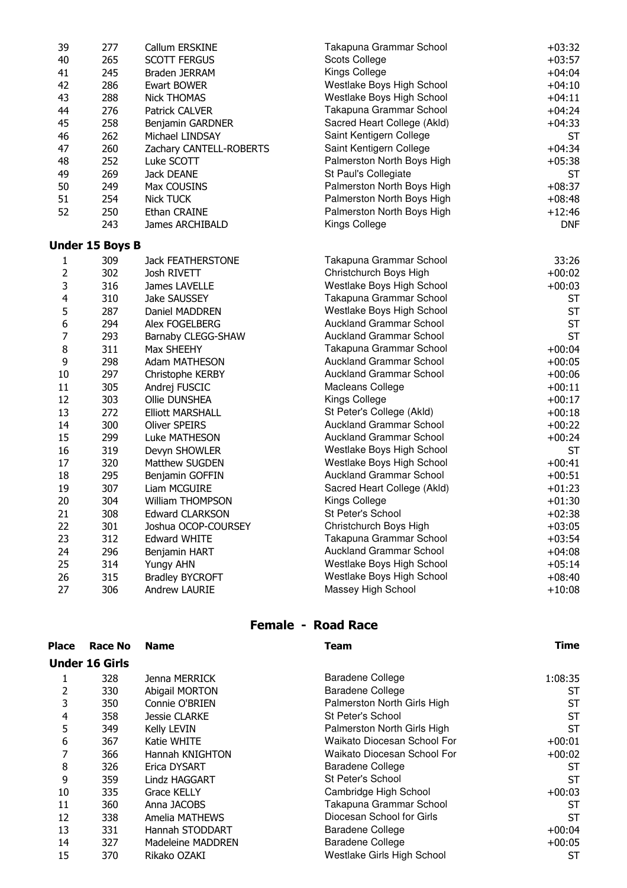| Place | Race No | Name | Team | Time |
|---|---|---|---|---|
| 39 | 277 | Callum ERSKINE | Takapuna Grammar School | +03:32 |
| 40 | 265 | SCOTT FERGUS | Scots College | +03:57 |
| 41 | 245 | Braden JERRAM | Kings College | +04:04 |
| 42 | 286 | Ewart BOWER | Westlake Boys High School | +04:10 |
| 43 | 288 | Nick THOMAS | Westlake Boys High School | +04:11 |
| 44 | 276 | Patrick CALVER | Takapuna Grammar School | +04:24 |
| 45 | 258 | Benjamin GARDNER | Sacred Heart College (Akld) | +04:33 |
| 46 | 262 | Michael LINDSAY | Saint Kentigern College | ST |
| 47 | 260 | Zachary CANTELL-ROBERTS | Saint Kentigern College | +04:34 |
| 48 | 252 | Luke SCOTT | Palmerston North Boys High | +05:38 |
| 49 | 269 | Jack DEANE | St Paul's Collegiate | ST |
| 50 | 249 | Max COUSINS | Palmerston North Boys High | +08:37 |
| 51 | 254 | Nick TUCK | Palmerston North Boys High | +08:48 |
| 52 | 250 | Ethan CRAINE | Palmerston North Boys High | +12:46 |
| | 243 | James ARCHIBALD | Kings College | DNF |

**Under 15 Boys B**

| Place | Race No | Name | Team | Time |
|---|---|---|---|---|
| 1 | 309 | Jack FEATHERSTONE | Takapuna Grammar School | 33:26 |
| 2 | 302 | Josh RIVETT | Christchurch Boys High | +00:02 |
| 3 | 316 | James LAVELLE | Westlake Boys High School | +00:03 |
| 4 | 310 | Jake SAUSSEY | Takapuna Grammar School | ST |
| 5 | 287 | Daniel MADDREN | Westlake Boys High School | ST |
| 6 | 294 | Alex FOGELBERG | Auckland Grammar School | ST |
| 7 | 293 | Barnaby CLEGG-SHAW | Auckland Grammar School | ST |
| 8 | 311 | Max SHEEHY | Takapuna Grammar School | +00:04 |
| 9 | 298 | Adam MATHESON | Auckland Grammar School | +00:05 |
| 10 | 297 | Christophe KERBY | Auckland Grammar School | +00:06 |
| 11 | 305 | Andrej FUSCIC | Macleans College | +00:11 |
| 12 | 303 | Ollie DUNSHEA | Kings College | +00:17 |
| 13 | 272 | Elliott MARSHALL | St Peter's College (Akld) | +00:18 |
| 14 | 300 | Oliver SPEIRS | Auckland Grammar School | +00:22 |
| 15 | 299 | Luke MATHESON | Auckland Grammar School | +00:24 |
| 16 | 319 | Devyn SHOWLER | Westlake Boys High School | ST |
| 17 | 320 | Matthew SUGDEN | Westlake Boys High School | +00:41 |
| 18 | 295 | Benjamin GOFFIN | Auckland Grammar School | +00:51 |
| 19 | 307 | Liam MCGUIRE | Sacred Heart College (Akld) | +01:23 |
| 20 | 304 | William THOMPSON | Kings College | +01:30 |
| 21 | 308 | Edward CLARKSON | St Peter's School | +02:38 |
| 22 | 301 | Joshua OCOP-COURSEY | Christchurch Boys High | +03:05 |
| 23 | 312 | Edward WHITE | Takapuna Grammar School | +03:54 |
| 24 | 296 | Benjamin HART | Auckland Grammar School | +04:08 |
| 25 | 314 | Yungy AHN | Westlake Boys High School | +05:14 |
| 26 | 315 | Bradley BYCROFT | Westlake Boys High School | +08:40 |
| 27 | 306 | Andrew LAURIE | Massey High School | +10:08 |

## Female - Road Race

**Under 16 Girls**

| Place | Race No | Name | Team | Time |
|---|---|---|---|---|
| 1 | 328 | Jenna MERRICK | Baradene College | 1:08:35 |
| 2 | 330 | Abigail MORTON | Baradene College | ST |
| 3 | 350 | Connie O'BRIEN | Palmerston North Girls High | ST |
| 4 | 358 | Jessie CLARKE | St Peter's School | ST |
| 5 | 349 | Kelly LEVIN | Palmerston North Girls High | ST |
| 6 | 367 | Katie WHITE | Waikato Diocesan School For | +00:01 |
| 7 | 366 | Hannah KNIGHTON | Waikato Diocesan School For | +00:02 |
| 8 | 326 | Erica DYSART | Baradene College | ST |
| 9 | 359 | Lindz HAGGART | St Peter's School | ST |
| 10 | 335 | Grace KELLY | Cambridge High School | +00:03 |
| 11 | 360 | Anna JACOBS | Takapuna Grammar School | ST |
| 12 | 338 | Amelia MATHEWS | Diocesan School for Girls | ST |
| 13 | 331 | Hannah STODDART | Baradene College | +00:04 |
| 14 | 327 | Madeleine MADDREN | Baradene College | +00:05 |
| 15 | 370 | Rikako OZAKI | Westlake Girls High School | ST |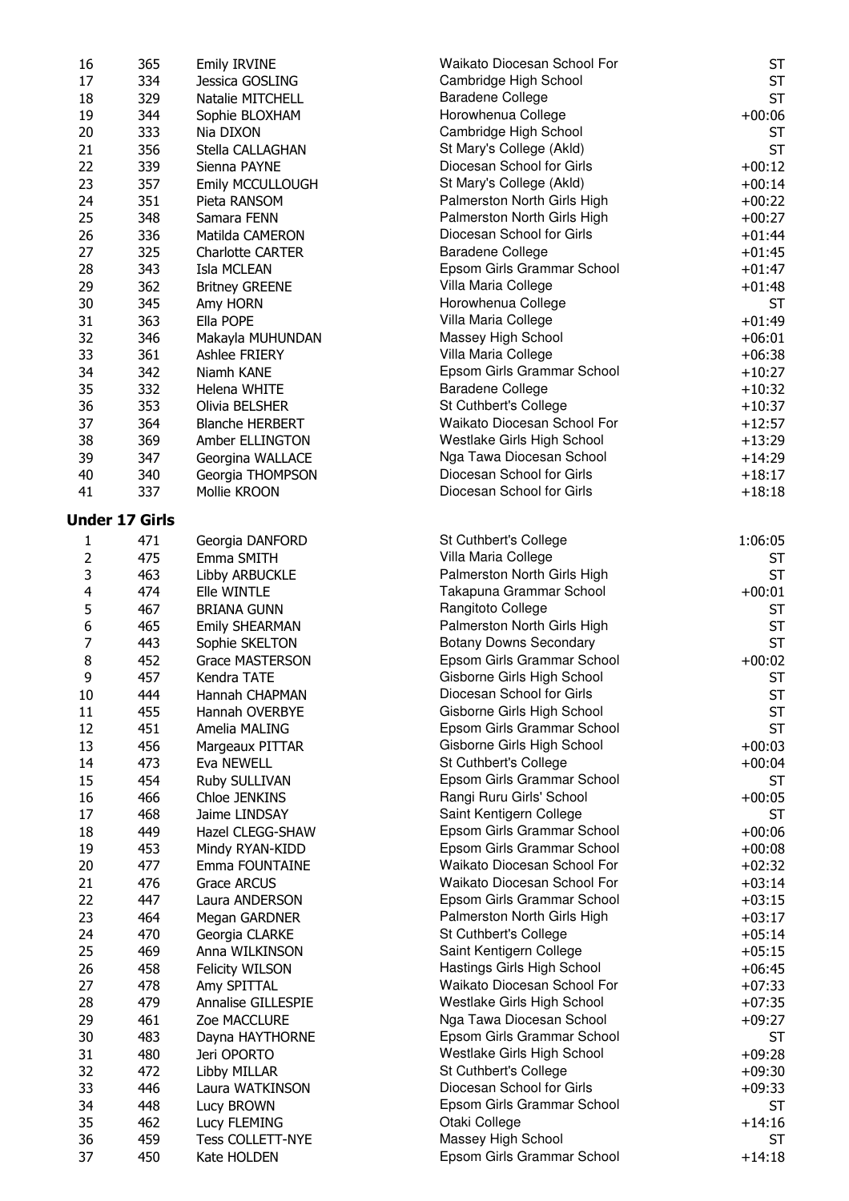| | | | | |
|---|---|---|---|---|
| 16 | 365 | Emily IRVINE | Waikato Diocesan School For | ST |
| 17 | 334 | Jessica GOSLING | Cambridge High School | ST |
| 18 | 329 | Natalie MITCHELL | Baradene College | ST |
| 19 | 344 | Sophie BLOXHAM | Horowhenua College | +00:06 |
| 20 | 333 | Nia DIXON | Cambridge High School | ST |
| 21 | 356 | Stella CALLAGHAN | St Mary's College (Akld) | ST |
| 22 | 339 | Sienna PAYNE | Diocesan School for Girls | +00:12 |
| 23 | 357 | Emily MCCULLOUGH | St Mary's College (Akld) | +00:14 |
| 24 | 351 | Pieta RANSOM | Palmerston North Girls High | +00:22 |
| 25 | 348 | Samara FENN | Palmerston North Girls High | +00:27 |
| 26 | 336 | Matilda CAMERON | Diocesan School for Girls | +01:44 |
| 27 | 325 | Charlotte CARTER | Baradene College | +01:45 |
| 28 | 343 | Isla MCLEAN | Epsom Girls Grammar School | +01:47 |
| 29 | 362 | Britney GREENE | Villa Maria College | +01:48 |
| 30 | 345 | Amy HORN | Horowhenua College | ST |
| 31 | 363 | Ella POPE | Villa Maria College | +01:49 |
| 32 | 346 | Makayla MUHUNDAN | Massey High School | +06:01 |
| 33 | 361 | Ashlee FRIERY | Villa Maria College | +06:38 |
| 34 | 342 | Niamh KANE | Epsom Girls Grammar School | +10:27 |
| 35 | 332 | Helena WHITE | Baradene College | +10:32 |
| 36 | 353 | Olivia BELSHER | St Cuthbert's College | +10:37 |
| 37 | 364 | Blanche HERBERT | Waikato Diocesan School For | +12:57 |
| 38 | 369 | Amber ELLINGTON | Westlake Girls High School | +13:29 |
| 39 | 347 | Georgina WALLACE | Nga Tawa Diocesan School | +14:29 |
| 40 | 340 | Georgia THOMPSON | Diocesan School for Girls | +18:17 |
| 41 | 337 | Mollie KROON | Diocesan School for Girls | +18:18 |

**Under 17 Girls**

| | | | | |
|---|---|---|---|---|
| 1 | 471 | Georgia DANFORD | St Cuthbert's College | 1:06:05 |
| 2 | 475 | Emma SMITH | Villa Maria College | ST |
| 3 | 463 | Libby ARBUCKLE | Palmerston North Girls High | ST |
| 4 | 474 | Elle WINTLE | Takapuna Grammar School | +00:01 |
| 5 | 467 | BRIANA GUNN | Rangitoto College | ST |
| 6 | 465 | Emily SHEARMAN | Palmerston North Girls High | ST |
| 7 | 443 | Sophie SKELTON | Botany Downs Secondary | ST |
| 8 | 452 | Grace MASTERSON | Epsom Girls Grammar School | +00:02 |
| 9 | 457 | Kendra TATE | Gisborne Girls High School | ST |
| 10 | 444 | Hannah CHAPMAN | Diocesan School for Girls | ST |
| 11 | 455 | Hannah OVERBYE | Gisborne Girls High School | ST |
| 12 | 451 | Amelia MALING | Epsom Girls Grammar School | ST |
| 13 | 456 | Margeaux PITTAR | Gisborne Girls High School | +00:03 |
| 14 | 473 | Eva NEWELL | St Cuthbert's College | +00:04 |
| 15 | 454 | Ruby SULLIVAN | Epsom Girls Grammar School | ST |
| 16 | 466 | Chloe JENKINS | Rangi Ruru Girls' School | +00:05 |
| 17 | 468 | Jaime LINDSAY | Saint Kentigern College | ST |
| 18 | 449 | Hazel CLEGG-SHAW | Epsom Girls Grammar School | +00:06 |
| 19 | 453 | Mindy RYAN-KIDD | Epsom Girls Grammar School | +00:08 |
| 20 | 477 | Emma FOUNTAINE | Waikato Diocesan School For | +02:32 |
| 21 | 476 | Grace ARCUS | Waikato Diocesan School For | +03:14 |
| 22 | 447 | Laura ANDERSON | Epsom Girls Grammar School | +03:15 |
| 23 | 464 | Megan GARDNER | Palmerston North Girls High | +03:17 |
| 24 | 470 | Georgia CLARKE | St Cuthbert's College | +05:14 |
| 25 | 469 | Anna WILKINSON | Saint Kentigern College | +05:15 |
| 26 | 458 | Felicity WILSON | Hastings Girls High School | +06:45 |
| 27 | 478 | Amy SPITTAL | Waikato Diocesan School For | +07:33 |
| 28 | 479 | Annalise GILLESPIE | Westlake Girls High School | +07:35 |
| 29 | 461 | Zoe MACCLURE | Nga Tawa Diocesan School | +09:27 |
| 30 | 483 | Dayna HAYTHORNE | Epsom Girls Grammar School | ST |
| 31 | 480 | Jeri OPORTO | Westlake Girls High School | +09:28 |
| 32 | 472 | Libby MILLAR | St Cuthbert's College | +09:30 |
| 33 | 446 | Laura WATKINSON | Diocesan School for Girls | +09:33 |
| 34 | 448 | Lucy BROWN | Epsom Girls Grammar School | ST |
| 35 | 462 | Lucy FLEMING | Otaki College | +14:16 |
| 36 | 459 | Tess COLLETT-NYE | Massey High School | ST |
| 37 | 450 | Kate HOLDEN | Epsom Girls Grammar School | +14:18 |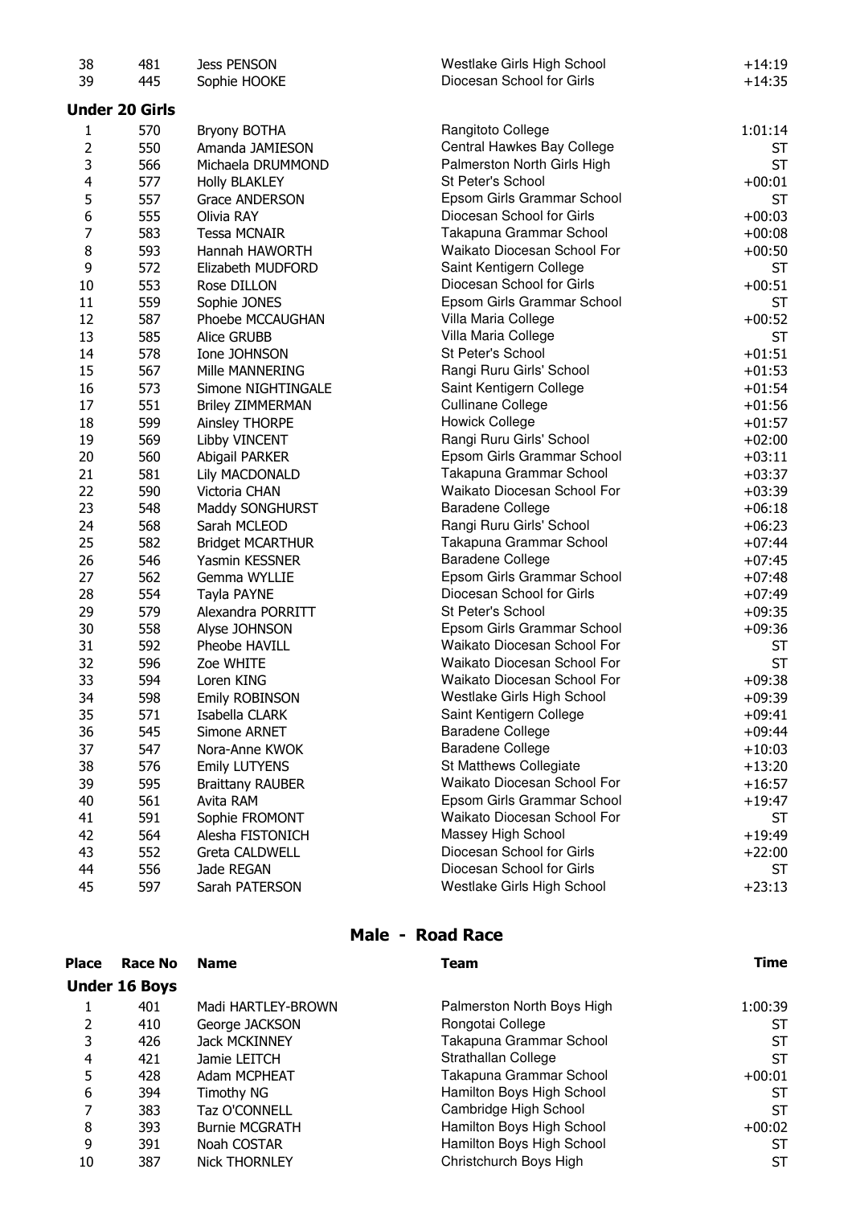| | | | | |
|---|---|---|---|---|
| 38 | 481 | Jess PENSON | Westlake Girls High School | +14:19 |
| 39 | 445 | Sophie HOOKE | Diocesan School for Girls | +14:35 |

**Under 20 Girls**

| | | | | |
|---|---|---|---|---|
| 1 | 570 | Bryony BOTHA | Rangitoto College | 1:01:14 |
| 2 | 550 | Amanda JAMIESON | Central Hawkes Bay College | ST |
| 3 | 566 | Michaela DRUMMOND | Palmerston North Girls High | ST |
| 4 | 577 | Holly BLAKLEY | St Peter's School | +00:01 |
| 5 | 557 | Grace ANDERSON | Epsom Girls Grammar School | ST |
| 6 | 555 | Olivia RAY | Diocesan School for Girls | +00:03 |
| 7 | 583 | Tessa MCNAIR | Takapuna Grammar School | +00:08 |
| 8 | 593 | Hannah HAWORTH | Waikato Diocesan School For | +00:50 |
| 9 | 572 | Elizabeth MUDFORD | Saint Kentigern College | ST |
| 10 | 553 | Rose DILLON | Diocesan School for Girls | +00:51 |
| 11 | 559 | Sophie JONES | Epsom Girls Grammar School | ST |
| 12 | 587 | Phoebe MCCAUGHAN | Villa Maria College | +00:52 |
| 13 | 585 | Alice GRUBB | Villa Maria College | ST |
| 14 | 578 | Ione JOHNSON | St Peter's School | +01:51 |
| 15 | 567 | Mille MANNERING | Rangi Ruru Girls' School | +01:53 |
| 16 | 573 | Simone NIGHTINGALE | Saint Kentigern College | +01:54 |
| 17 | 551 | Briley ZIMMERMAN | Cullinane College | +01:56 |
| 18 | 599 | Ainsley THORPE | Howick College | +01:57 |
| 19 | 569 | Libby VINCENT | Rangi Ruru Girls' School | +02:00 |
| 20 | 560 | Abigail PARKER | Epsom Girls Grammar School | +03:11 |
| 21 | 581 | Lily MACDONALD | Takapuna Grammar School | +03:37 |
| 22 | 590 | Victoria CHAN | Waikato Diocesan School For | +03:39 |
| 23 | 548 | Maddy SONGHURST | Baradene College | +06:18 |
| 24 | 568 | Sarah MCLEOD | Rangi Ruru Girls' School | +06:23 |
| 25 | 582 | Bridget MCARTHUR | Takapuna Grammar School | +07:44 |
| 26 | 546 | Yasmin KESSNER | Baradene College | +07:45 |
| 27 | 562 | Gemma WYLLIE | Epsom Girls Grammar School | +07:48 |
| 28 | 554 | Tayla PAYNE | Diocesan School for Girls | +07:49 |
| 29 | 579 | Alexandra PORRITT | St Peter's School | +09:35 |
| 30 | 558 | Alyse JOHNSON | Epsom Girls Grammar School | +09:36 |
| 31 | 592 | Pheobe HAVILL | Waikato Diocesan School For | ST |
| 32 | 596 | Zoe WHITE | Waikato Diocesan School For | ST |
| 33 | 594 | Loren KING | Waikato Diocesan School For | +09:38 |
| 34 | 598 | Emily ROBINSON | Westlake Girls High School | +09:39 |
| 35 | 571 | Isabella CLARK | Saint Kentigern College | +09:41 |
| 36 | 545 | Simone ARNET | Baradene College | +09:44 |
| 37 | 547 | Nora-Anne KWOK | Baradene College | +10:03 |
| 38 | 576 | Emily LUTYENS | St Matthews Collegiate | +13:20 |
| 39 | 595 | Braittany RAUBER | Waikato Diocesan School For | +16:57 |
| 40 | 561 | Avita RAM | Epsom Girls Grammar School | +19:47 |
| 41 | 591 | Sophie FROMONT | Waikato Diocesan School For | ST |
| 42 | 564 | Alesha FISTONICH | Massey High School | +19:49 |
| 43 | 552 | Greta CALDWELL | Diocesan School for Girls | +22:00 |
| 44 | 556 | Jade REGAN | Diocesan School for Girls | ST |
| 45 | 597 | Sarah PATERSON | Westlake Girls High School | +23:13 |

## Male - Road Race

| Place | Race No | Name | Team | Time |
|---|---|---|---|---|
| **Under 16 Boys** | | | | |
| 1 | 401 | Madi HARTLEY-BROWN | Palmerston North Boys High | 1:00:39 |
| 2 | 410 | George JACKSON | Rongotai College | ST |
| 3 | 426 | Jack MCKINNEY | Takapuna Grammar School | ST |
| 4 | 421 | Jamie LEITCH | Strathallan College | ST |
| 5 | 428 | Adam MCPHEAT | Takapuna Grammar School | +00:01 |
| 6 | 394 | Timothy NG | Hamilton Boys High School | ST |
| 7 | 383 | Taz O'CONNELL | Cambridge High School | ST |
| 8 | 393 | Burnie MCGRATH | Hamilton Boys High School | +00:02 |
| 9 | 391 | Noah COSTAR | Hamilton Boys High School | ST |
| 10 | 387 | Nick THORNLEY | Christchurch Boys High | ST |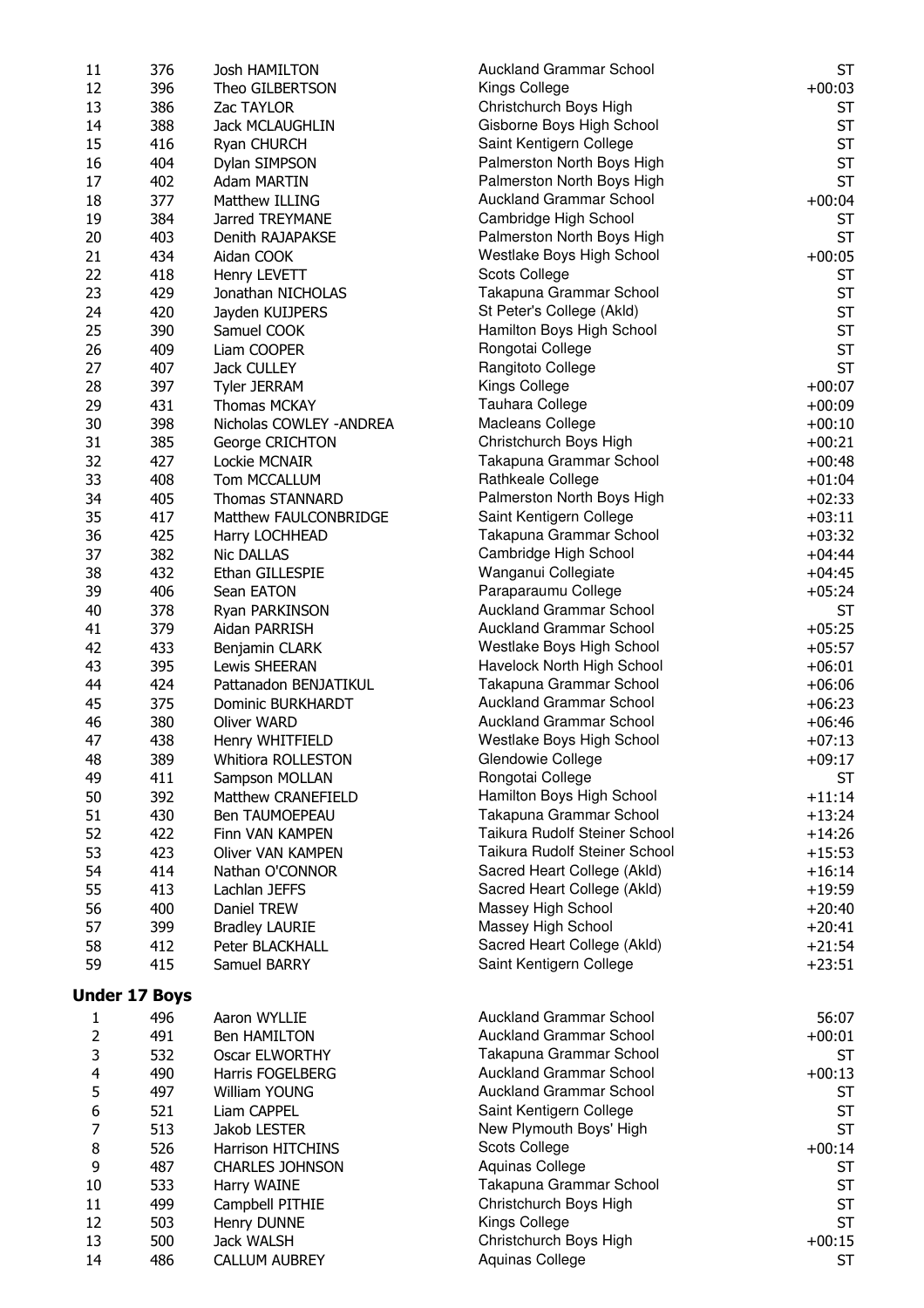| | | | | |
|---|---|---|---|---|
| 11 | 376 | Josh HAMILTON | Auckland Grammar School | ST |
| 12 | 396 | Theo GILBERTSON | Kings College | +00:03 |
| 13 | 386 | Zac TAYLOR | Christchurch Boys High | ST |
| 14 | 388 | Jack MCLAUGHLIN | Gisborne Boys High School | ST |
| 15 | 416 | Ryan CHURCH | Saint Kentigern College | ST |
| 16 | 404 | Dylan SIMPSON | Palmerston North Boys High | ST |
| 17 | 402 | Adam MARTIN | Palmerston North Boys High | ST |
| 18 | 377 | Matthew ILLING | Auckland Grammar School | +00:04 |
| 19 | 384 | Jarred TREYMANE | Cambridge High School | ST |
| 20 | 403 | Denith RAJAPAKSE | Palmerston North Boys High | ST |
| 21 | 434 | Aidan COOK | Westlake Boys High School | +00:05 |
| 22 | 418 | Henry LEVETT | Scots College | ST |
| 23 | 429 | Jonathan NICHOLAS | Takapuna Grammar School | ST |
| 24 | 420 | Jayden KUIJPERS | St Peter's College (Akld) | ST |
| 25 | 390 | Samuel COOK | Hamilton Boys High School | ST |
| 26 | 409 | Liam COOPER | Rongotai College | ST |
| 27 | 407 | Jack CULLEY | Rangitoto College | ST |
| 28 | 397 | Tyler JERRAM | Kings College | +00:07 |
| 29 | 431 | Thomas MCKAY | Tauhara College | +00:09 |
| 30 | 398 | Nicholas COWLEY -ANDREA | Macleans College | +00:10 |
| 31 | 385 | George CRICHTON | Christchurch Boys High | +00:21 |
| 32 | 427 | Lockie MCNAIR | Takapuna Grammar School | +00:48 |
| 33 | 408 | Tom MCCALLUM | Rathkeale College | +01:04 |
| 34 | 405 | Thomas STANNARD | Palmerston North Boys High | +02:33 |
| 35 | 417 | Matthew FAULCONBRIDGE | Saint Kentigern College | +03:11 |
| 36 | 425 | Harry LOCHHEAD | Takapuna Grammar School | +03:32 |
| 37 | 382 | Nic DALLAS | Cambridge High School | +04:44 |
| 38 | 432 | Ethan GILLESPIE | Wanganui Collegiate | +04:45 |
| 39 | 406 | Sean EATON | Paraparaumu College | +05:24 |
| 40 | 378 | Ryan PARKINSON | Auckland Grammar School | ST |
| 41 | 379 | Aidan PARRISH | Auckland Grammar School | +05:25 |
| 42 | 433 | Benjamin CLARK | Westlake Boys High School | +05:57 |
| 43 | 395 | Lewis SHEERAN | Havelock North High School | +06:01 |
| 44 | 424 | Pattanadon BENJATIKUL | Takapuna Grammar School | +06:06 |
| 45 | 375 | Dominic BURKHARDT | Auckland Grammar School | +06:23 |
| 46 | 380 | Oliver WARD | Auckland Grammar School | +06:46 |
| 47 | 438 | Henry WHITFIELD | Westlake Boys High School | +07:13 |
| 48 | 389 | Whitiora ROLLESTON | Glendowie College | +09:17 |
| 49 | 411 | Sampson MOLLAN | Rongotai College | ST |
| 50 | 392 | Matthew CRANEFIELD | Hamilton Boys High School | +11:14 |
| 51 | 430 | Ben TAUMOEPEAU | Takapuna Grammar School | +13:24 |
| 52 | 422 | Finn VAN KAMPEN | Taikura Rudolf Steiner School | +14:26 |
| 53 | 423 | Oliver VAN KAMPEN | Taikura Rudolf Steiner School | +15:53 |
| 54 | 414 | Nathan O'CONNOR | Sacred Heart College (Akld) | +16:14 |
| 55 | 413 | Lachlan JEFFS | Sacred Heart College (Akld) | +19:59 |
| 56 | 400 | Daniel TREW | Massey High School | +20:40 |
| 57 | 399 | Bradley LAURIE | Massey High School | +20:41 |
| 58 | 412 | Peter BLACKHALL | Sacred Heart College (Akld) | +21:54 |
| 59 | 415 | Samuel BARRY | Saint Kentigern College | +23:51 |

## Under 17 Boys

| | | | | |
|---|---|---|---|---|
| 1 | 496 | Aaron WYLLIE | Auckland Grammar School | 56:07 |
| 2 | 491 | Ben HAMILTON | Auckland Grammar School | +00:01 |
| 3 | 532 | Oscar ELWORTHY | Takapuna Grammar School | ST |
| 4 | 490 | Harris FOGELBERG | Auckland Grammar School | +00:13 |
| 5 | 497 | William YOUNG | Auckland Grammar School | ST |
| 6 | 521 | Liam CAPPEL | Saint Kentigern College | ST |
| 7 | 513 | Jakob LESTER | New Plymouth Boys' High | ST |
| 8 | 526 | Harrison HITCHINS | Scots College | +00:14 |
| 9 | 487 | CHARLES JOHNSON | Aquinas College | ST |
| 10 | 533 | Harry WAINE | Takapuna Grammar School | ST |
| 11 | 499 | Campbell PITHIE | Christchurch Boys High | ST |
| 12 | 503 | Henry DUNNE | Kings College | ST |
| 13 | 500 | Jack WALSH | Christchurch Boys High | +00:15 |
| 14 | 486 | CALLUM AUBREY | Aquinas College | ST |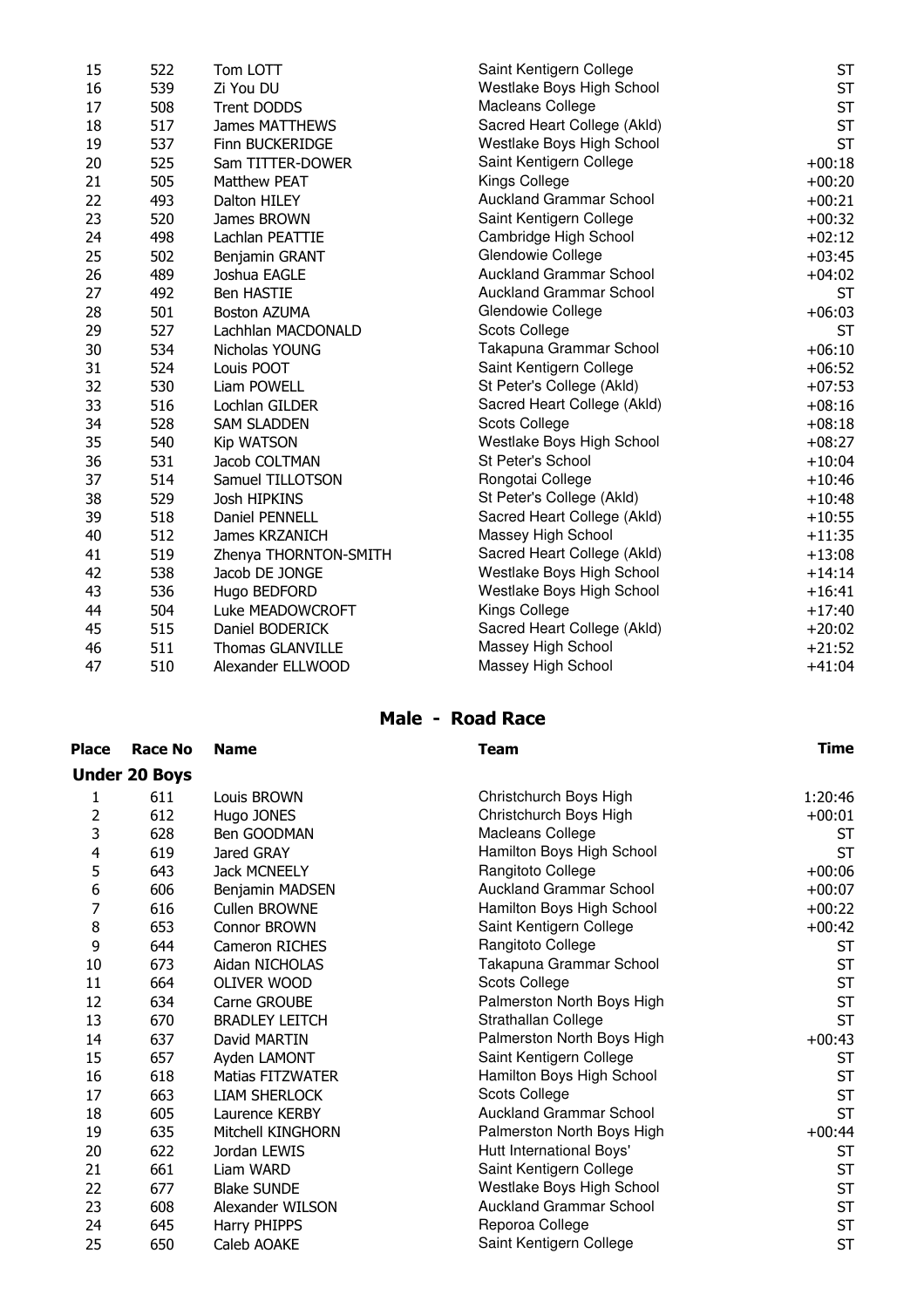| | | | | |
|---|---|---|---|---|
| 15 | 522 | Tom LOTT | Saint Kentigern College | ST |
| 16 | 539 | Zi You DU | Westlake Boys High School | ST |
| 17 | 508 | Trent DODDS | Macleans College | ST |
| 18 | 517 | James MATTHEWS | Sacred Heart College (Akld) | ST |
| 19 | 537 | Finn BUCKERIDGE | Westlake Boys High School | ST |
| 20 | 525 | Sam TITTER-DOWER | Saint Kentigern College | +00:18 |
| 21 | 505 | Matthew PEAT | Kings College | +00:20 |
| 22 | 493 | Dalton HILEY | Auckland Grammar School | +00:21 |
| 23 | 520 | James BROWN | Saint Kentigern College | +00:32 |
| 24 | 498 | Lachlan PEATTIE | Cambridge High School | +02:12 |
| 25 | 502 | Benjamin GRANT | Glendowie College | +03:45 |
| 26 | 489 | Joshua EAGLE | Auckland Grammar School | +04:02 |
| 27 | 492 | Ben HASTIE | Auckland Grammar School | ST |
| 28 | 501 | Boston AZUMA | Glendowie College | +06:03 |
| 29 | 527 | Lachhlan MACDONALD | Scots College | ST |
| 30 | 534 | Nicholas YOUNG | Takapuna Grammar School | +06:10 |
| 31 | 524 | Louis POOT | Saint Kentigern College | +06:52 |
| 32 | 530 | Liam POWELL | St Peter's College (Akld) | +07:53 |
| 33 | 516 | Lochlan GILDER | Sacred Heart College (Akld) | +08:16 |
| 34 | 528 | SAM SLADDEN | Scots College | +08:18 |
| 35 | 540 | Kip WATSON | Westlake Boys High School | +08:27 |
| 36 | 531 | Jacob COLTMAN | St Peter's School | +10:04 |
| 37 | 514 | Samuel TILLOTSON | Rongotai College | +10:46 |
| 38 | 529 | Josh HIPKINS | St Peter's College (Akld) | +10:48 |
| 39 | 518 | Daniel PENNELL | Sacred Heart College (Akld) | +10:55 |
| 40 | 512 | James KRZANICH | Massey High School | +11:35 |
| 41 | 519 | Zhenya THORNTON-SMITH | Sacred Heart College (Akld) | +13:08 |
| 42 | 538 | Jacob DE JONGE | Westlake Boys High School | +14:14 |
| 43 | 536 | Hugo BEDFORD | Westlake Boys High School | +16:41 |
| 44 | 504 | Luke MEADOWCROFT | Kings College | +17:40 |
| 45 | 515 | Daniel BODERICK | Sacred Heart College (Akld) | +20:02 |
| 46 | 511 | Thomas GLANVILLE | Massey High School | +21:52 |
| 47 | 510 | Alexander ELLWOOD | Massey High School | +41:04 |

## Male - Road Race

| Place | Race No | Name | Team | Time |
|---|---|---|---|---|
| **Under 20 Boys** | | | | |
| 1 | 611 | Louis BROWN | Christchurch Boys High | 1:20:46 |
| 2 | 612 | Hugo JONES | Christchurch Boys High | +00:01 |
| 3 | 628 | Ben GOODMAN | Macleans College | ST |
| 4 | 619 | Jared GRAY | Hamilton Boys High School | ST |
| 5 | 643 | Jack MCNEELY | Rangitoto College | +00:06 |
| 6 | 606 | Benjamin MADSEN | Auckland Grammar School | +00:07 |
| 7 | 616 | Cullen BROWNE | Hamilton Boys High School | +00:22 |
| 8 | 653 | Connor BROWN | Saint Kentigern College | +00:42 |
| 9 | 644 | Cameron RICHES | Rangitoto College | ST |
| 10 | 673 | Aidan NICHOLAS | Takapuna Grammar School | ST |
| 11 | 664 | OLIVER WOOD | Scots College | ST |
| 12 | 634 | Carne GROUBE | Palmerston North Boys High | ST |
| 13 | 670 | BRADLEY LEITCH | Strathallan College | ST |
| 14 | 637 | David MARTIN | Palmerston North Boys High | +00:43 |
| 15 | 657 | Ayden LAMONT | Saint Kentigern College | ST |
| 16 | 618 | Matias FITZWATER | Hamilton Boys High School | ST |
| 17 | 663 | LIAM SHERLOCK | Scots College | ST |
| 18 | 605 | Laurence KERBY | Auckland Grammar School | ST |
| 19 | 635 | Mitchell KINGHORN | Palmerston North Boys High | +00:44 |
| 20 | 622 | Jordan LEWIS | Hutt International Boys' | ST |
| 21 | 661 | Liam WARD | Saint Kentigern College | ST |
| 22 | 677 | Blake SUNDE | Westlake Boys High School | ST |
| 23 | 608 | Alexander WILSON | Auckland Grammar School | ST |
| 24 | 645 | Harry PHIPPS | Reporoa College | ST |
| 25 | 650 | Caleb AOAKE | Saint Kentigern College | ST |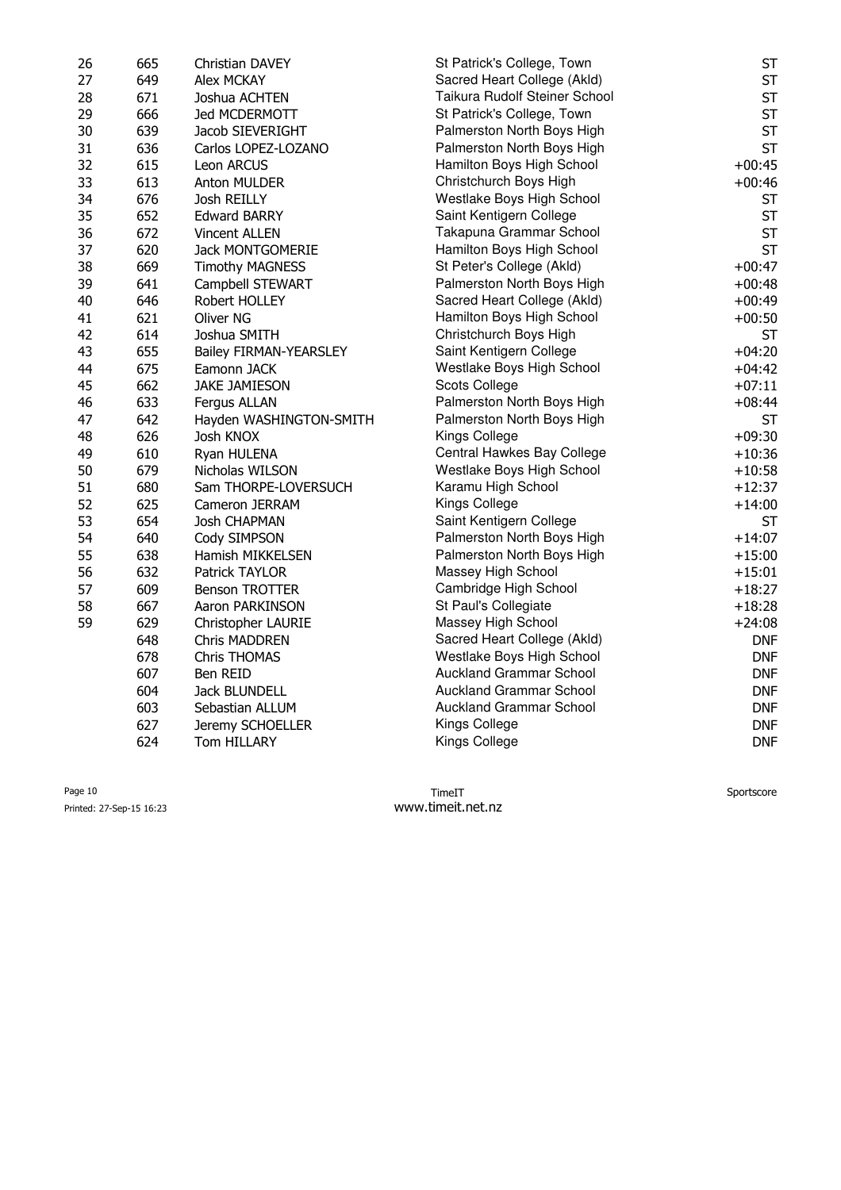| | | | | |
|---|---|---|---|---|
| 26 | 665 | Christian DAVEY | St Patrick's College, Town | ST |
| 27 | 649 | Alex MCKAY | Sacred Heart College (Akld) | ST |
| 28 | 671 | Joshua ACHTEN | Taikura Rudolf Steiner School | ST |
| 29 | 666 | Jed MCDERMOTT | St Patrick's College, Town | ST |
| 30 | 639 | Jacob SIEVERIGHT | Palmerston North Boys High | ST |
| 31 | 636 | Carlos LOPEZ-LOZANO | Palmerston North Boys High | ST |
| 32 | 615 | Leon ARCUS | Hamilton Boys High School | +00:45 |
| 33 | 613 | Anton MULDER | Christchurch Boys High | +00:46 |
| 34 | 676 | Josh REILLY | Westlake Boys High School | ST |
| 35 | 652 | Edward BARRY | Saint Kentigern College | ST |
| 36 | 672 | Vincent ALLEN | Takapuna Grammar School | ST |
| 37 | 620 | Jack MONTGOMERIE | Hamilton Boys High School | ST |
| 38 | 669 | Timothy MAGNESS | St Peter's College (Akld) | +00:47 |
| 39 | 641 | Campbell STEWART | Palmerston North Boys High | +00:48 |
| 40 | 646 | Robert HOLLEY | Sacred Heart College (Akld) | +00:49 |
| 41 | 621 | Oliver NG | Hamilton Boys High School | +00:50 |
| 42 | 614 | Joshua SMITH | Christchurch Boys High | ST |
| 43 | 655 | Bailey FIRMAN-YEARSLEY | Saint Kentigern College | +04:20 |
| 44 | 675 | Eamonn JACK | Westlake Boys High School | +04:42 |
| 45 | 662 | JAKE JAMIESON | Scots College | +07:11 |
| 46 | 633 | Fergus ALLAN | Palmerston North Boys High | +08:44 |
| 47 | 642 | Hayden WASHINGTON-SMITH | Palmerston North Boys High | ST |
| 48 | 626 | Josh KNOX | Kings College | +09:30 |
| 49 | 610 | Ryan HULENA | Central Hawkes Bay College | +10:36 |
| 50 | 679 | Nicholas WILSON | Westlake Boys High School | +10:58 |
| 51 | 680 | Sam THORPE-LOVERSUCH | Karamu High School | +12:37 |
| 52 | 625 | Cameron JERRAM | Kings College | +14:00 |
| 53 | 654 | Josh CHAPMAN | Saint Kentigern College | ST |
| 54 | 640 | Cody SIMPSON | Palmerston North Boys High | +14:07 |
| 55 | 638 | Hamish MIKKELSEN | Palmerston North Boys High | +15:00 |
| 56 | 632 | Patrick TAYLOR | Massey High School | +15:01 |
| 57 | 609 | Benson TROTTER | Cambridge High School | +18:27 |
| 58 | 667 | Aaron PARKINSON | St Paul's Collegiate | +18:28 |
| 59 | 629 | Christopher LAURIE | Massey High School | +24:08 |
| | 648 | Chris MADDREN | Sacred Heart College (Akld) | DNF |
| | 678 | Chris THOMAS | Westlake Boys High School | DNF |
| | 607 | Ben REID | Auckland Grammar School | DNF |
| | 604 | Jack BLUNDELL | Auckland Grammar School | DNF |
| | 603 | Sebastian ALLUM | Auckland Grammar School | DNF |
| | 627 | Jeremy SCHOELLER | Kings College | DNF |
| | 624 | Tom HILLARY | Kings College | DNF |

Printed: 27-Sep-15 16:23

TimeIT
www.timeit.net.nz

Sportscore